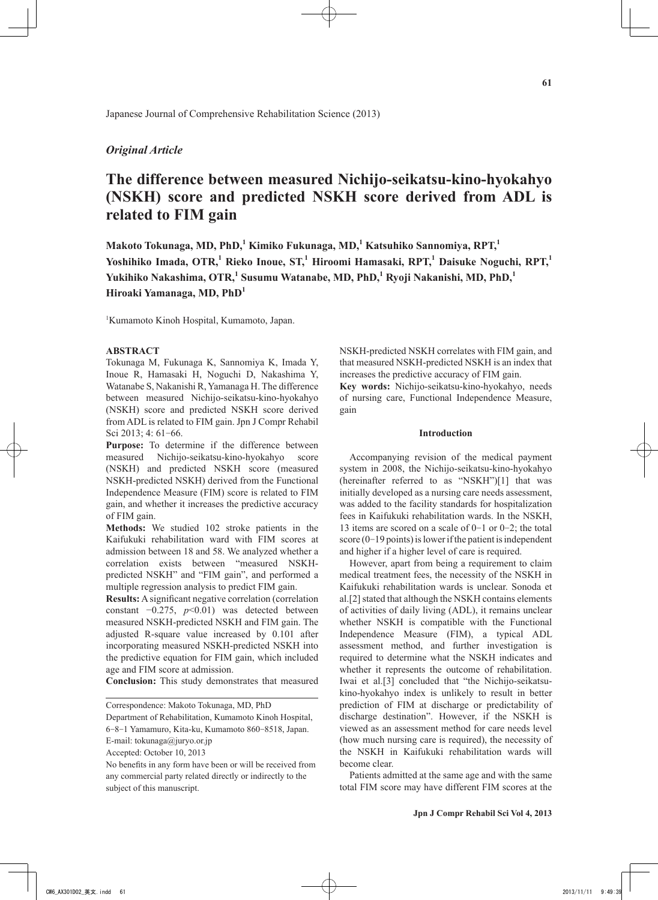Japanese Journal of Comprehensive Rehabilitation Science (2013)

*Original Article*

# The difference between measured Nichijo-seikatsu-kino-hyokahyo (NSKH) score and predicted NSKH score derived from ADL is related to FIM gain

**Makoto Tokunaga, MD, PhD,[1] Kimiko Fukunaga, MD,[1] Katsuhiko Sannomiya, RPT,[1] Yoshihiko Imada, OTR,[1] Rieko Inoue, ST,[1] Hiroomi Hamasaki, RPT,[1] Daisuke Noguchi, RPT,[1] Yukihiko Nakashima, OTR,[1] Susumu Watanabe, MD, PhD,[1] Ryoji Nakanishi, MD, PhD,[1] Hiroaki Yamanaga, MD, PhD[1]**

[1]Kumamoto Kinoh Hospital, Kumamoto, Japan.

### ABSTRACT

Tokunaga M, Fukunaga K, Sannomiya K, Imada Y, Inoue R, Hamasaki H, Noguchi D, Nakashima Y, Watanabe S, Nakanishi R, Yamanaga H. The difference between measured Nichijo-seikatsu-kino-hyokahyo (NSKH) score and predicted NSKH score derived from ADL is related to FIM gain. Jpn J Compr Rehabil Sci 2013; 4: 61-66.

**Purpose:** To determine if the difference between measured Nichijo-seikatsu-kino-hyokahyo score (NSKH) and predicted NSKH score (measured NSKH-predicted NSKH) derived from the Functional Independence Measure (FIM) score is related to FIM gain, and whether it increases the predictive accuracy of FIM gain.

**Methods:** We studied 102 stroke patients in the Kaifukuki rehabilitation ward with FIM scores at admission between 18 and 58. We analyzed whether a correlation exists between "measured NSKH-predicted NSKH" and "FIM gain", and performed a multiple regression analysis to predict FIM gain.

**Results:** A significant negative correlation (correlation constant −0.275, $p<0.01$) was detected between measured NSKH-predicted NSKH and FIM gain. The adjusted R-square value increased by 0.101 after incorporating measured NSKH-predicted NSKH into the predictive equation for FIM gain, which included age and FIM score at admission.

**Conclusion:** This study demonstrates that measured NSKH-predicted NSKH correlates with FIM gain, and that measured NSKH-predicted NSKH is an index that increases the predictive accuracy of FIM gain.

**Key words:** Nichijo-seikatsu-kino-hyokahyo, needs of nursing care, Functional Independence Measure, gain

Correspondence: Makoto Tokunaga, MD, PhD
Department of Rehabilitation, Kumamoto Kinoh Hospital, 6-8-1 Yamamuro, Kita-ku, Kumamoto 860-8518, Japan.
E-mail: tokunaga@juryo.or.jp
Accepted: October 10, 2013
No benefits in any form have been or will be received from any commercial party related directly or indirectly to the subject of this manuscript.

## Introduction

Accompanying revision of the medical payment system in 2008, the Nichijo-seikatsu-kino-hyokahyo (hereinafter referred to as "NSKH")[1] that was initially developed as a nursing care needs assessment, was added to the facility standards for hospitalization fees in Kaifukuki rehabilitation wards. In the NSKH, 13 items are scored on a scale of 0-1 or 0-2; the total score (0-19 points) is lower if the patient is independent and higher if a higher level of care is required.

However, apart from being a requirement to claim medical treatment fees, the necessity of the NSKH in Kaifukuki rehabilitation wards is unclear. Sonoda et al.[2] stated that although the NSKH contains elements of activities of daily living (ADL), it remains unclear whether NSKH is compatible with the Functional Independence Measure (FIM), a typical ADL assessment method, and further investigation is required to determine what the NSKH indicates and whether it represents the outcome of rehabilitation. Iwai et al.[3] concluded that "the Nichijo-seikatsu-kino-hyokahyo index is unlikely to result in better prediction of FIM at discharge or predictability of discharge destination". However, if the NSKH is viewed as an assessment method for care needs level (how much nursing care is required), the necessity of the NSKH in Kaifukuki rehabilitation wards will become clear.

Patients admitted at the same age and with the same total FIM score may have different FIM scores at the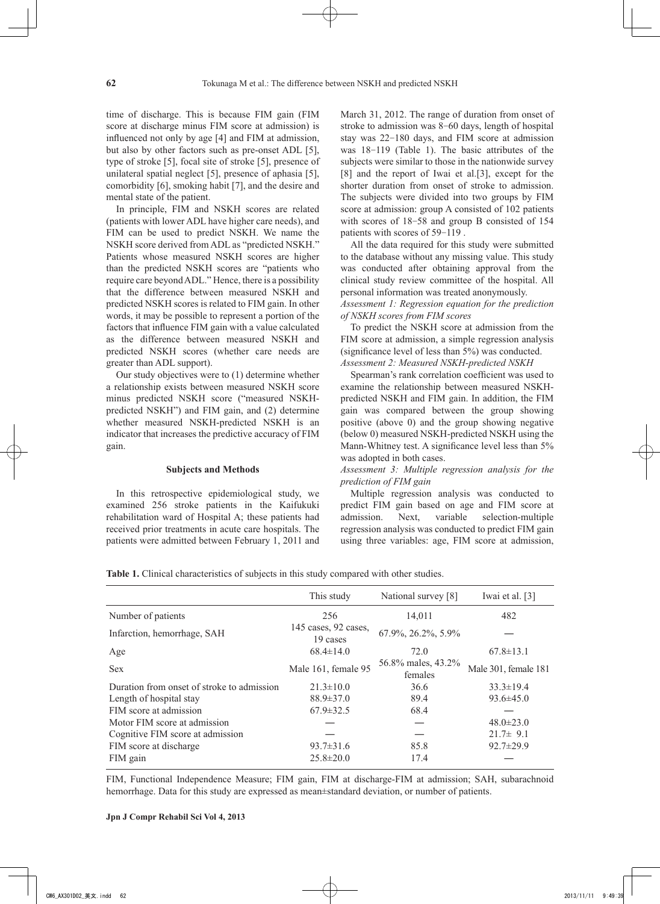time of discharge. This is because FIM gain (FIM score at discharge minus FIM score at admission) is influenced not only by age [4] and FIM at admission, but also by other factors such as pre-onset ADL [5], type of stroke [5], focal site of stroke [5], presence of unilateral spatial neglect [5], presence of aphasia [5], comorbidity [6], smoking habit [7], and the desire and mental state of the patient.

In principle, FIM and NSKH scores are related (patients with lower ADL have higher care needs), and FIM can be used to predict NSKH. We name the NSKH score derived from ADL as "predicted NSKH." Patients whose measured NSKH scores are higher than the predicted NSKH scores are "patients who require care beyond ADL." Hence, there is a possibility that the difference between measured NSKH and predicted NSKH scores is related to FIM gain. In other words, it may be possible to represent a portion of the factors that influence FIM gain with a value calculated as the difference between measured NSKH and predicted NSKH scores (whether care needs are greater than ADL support).

Our study objectives were to (1) determine whether a relationship exists between measured NSKH score minus predicted NSKH score ("measured NSKH-predicted NSKH") and FIM gain, and (2) determine whether measured NSKH-predicted NSKH is an indicator that increases the predictive accuracy of FIM gain.

## Subjects and Methods

In this retrospective epidemiological study, we examined 256 stroke patients in the Kaifukuki rehabilitation ward of Hospital A; these patients had received prior treatments in acute care hospitals. The patients were admitted between February 1, 2011 and March 31, 2012. The range of duration from onset of stroke to admission was 8−60 days, length of hospital stay was 22−180 days, and FIM score at admission was 18−119 (Table 1). The basic attributes of the subjects were similar to those in the nationwide survey [8] and the report of Iwai et al.[3], except for the shorter duration from onset of stroke to admission. The subjects were divided into two groups by FIM score at admission: group A consisted of 102 patients with scores of 18−58 and group B consisted of 154 patients with scores of 59−119 .

All the data required for this study were submitted to the database without any missing value. This study was conducted after obtaining approval from the clinical study review committee of the hospital. All personal information was treated anonymously.

*Assessment 1: Regression equation for the prediction of NSKH scores from FIM scores*

To predict the NSKH score at admission from the FIM score at admission, a simple regression analysis (significance level of less than 5%) was conducted.

*Assessment 2: Measured NSKH-predicted NSKH*

Spearman's rank correlation coefficient was used to examine the relationship between measured NSKH-predicted NSKH and FIM gain. In addition, the FIM gain was compared between the group showing positive (above 0) and the group showing negative (below 0) measured NSKH-predicted NSKH using the Mann-Whitney test. A significance level less than 5% was adopted in both cases.

*Assessment 3: Multiple regression analysis for the prediction of FIM gain*

Multiple regression analysis was conducted to predict FIM gain based on age and FIM score at admission. Next, variable selection-multiple regression analysis was conducted to predict FIM gain using three variables: age, FIM score at admission,

**Table 1.** Clinical characteristics of subjects in this study compared with other studies.

| | This study | National survey [8] | Iwai et al. [3] |
|---|---|---|---|
| Number of patients | 256 | 14,011 | 482 |
| Infarction, hemorrhage, SAH | 145 cases, 92 cases, 19 cases | 67.9%, 26.2%, 5.9% | — |
| Age | 68.4±14.0 | 72.0 | 67.8±13.1 |
| Sex | Male 161, female 95 | 56.8% males, 43.2% females | Male 301, female 181 |
| Duration from onset of stroke to admission | 21.3±10.0 | 36.6 | 33.3±19.4 |
| Length of hospital stay | 88.9±37.0 | 89.4 | 93.6±45.0 |
| FIM score at admission | 67.9±32.5 | 68.4 | — |
| Motor FIM score at admission | — | — | 48.0±23.0 |
| Cognitive FIM score at admission | — | — | 21.7± 9.1 |
| FIM score at discharge | 93.7±31.6 | 85.8 | 92.7±29.9 |
| FIM gain | 25.8±20.0 | 17.4 | — |

FIM, Functional Independence Measure; FIM gain, FIM at discharge-FIM at admission; SAH, subarachnoid hemorrhage. Data for this study are expressed as mean±standard deviation, or number of patients.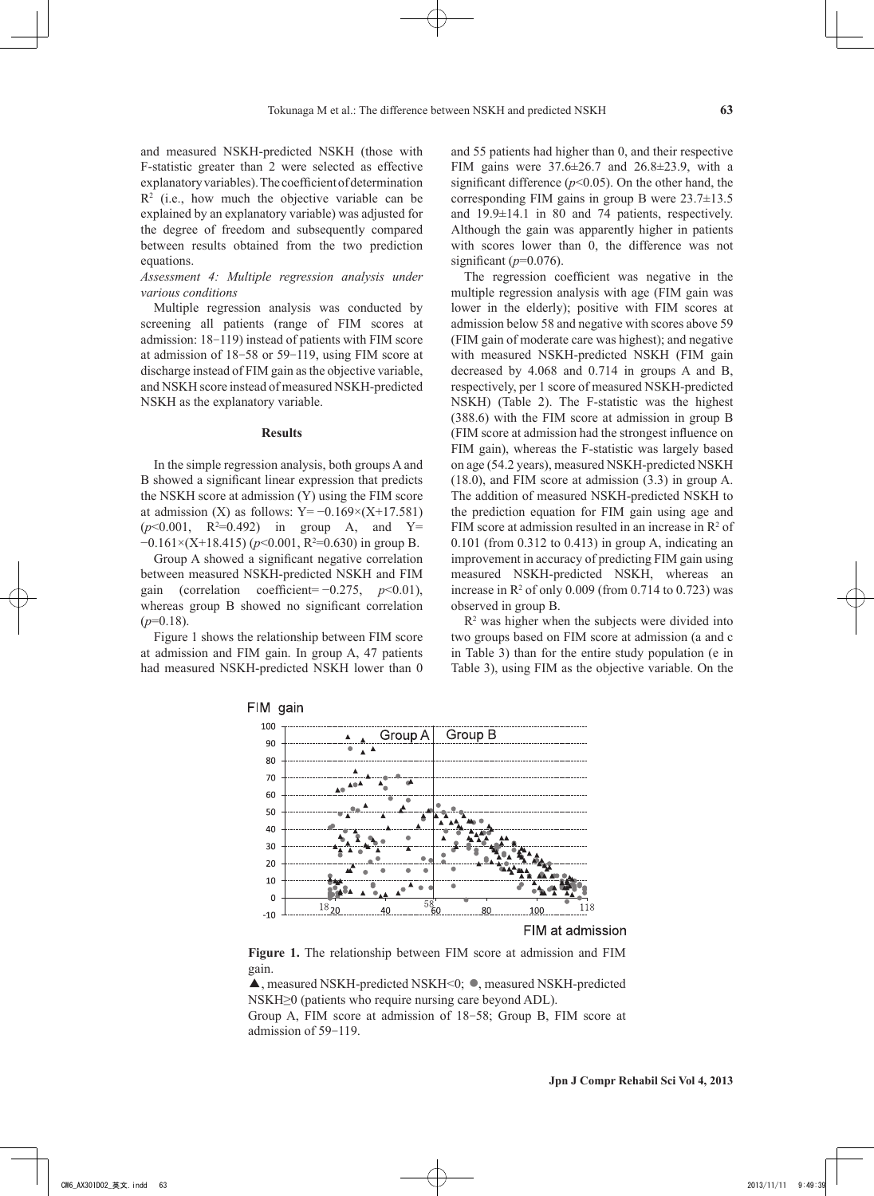and measured NSKH-predicted NSKH (those with F-statistic greater than 2 were selected as effective explanatory variables). The coefficient of determination $R^2$ (i.e., how much the objective variable can be explained by an explanatory variable) was adjusted for the degree of freedom and subsequently compared between results obtained from the two prediction equations.

*Assessment 4: Multiple regression analysis under various conditions*

Multiple regression analysis was conducted by screening all patients (range of FIM scores at admission: 18−119) instead of patients with FIM score at admission of 18−58 or 59−119, using FIM score at discharge instead of FIM gain as the objective variable, and NSKH score instead of measured NSKH-predicted NSKH as the explanatory variable.

## Results

In the simple regression analysis, both groups A and B showed a significant linear expression that predicts the NSKH score at admission (Y) using the FIM score at admission (X) as follows: $Y = -0.169 \times (X + 17.581)$ ($p < 0.001$, $R^2 = 0.492$) in group A, and $Y = -0.161 \times (X + 18.415)$ ($p < 0.001$, $R^2 = 0.630$) in group B.

Group A showed a significant negative correlation between measured NSKH-predicted NSKH and FIM gain (correlation coefficient = −0.275, $p < 0.01$), whereas group B showed no significant correlation ($p = 0.18$).

Figure 1 shows the relationship between FIM score at admission and FIM gain. In group A, 47 patients had measured NSKH-predicted NSKH lower than 0 and 55 patients had higher than 0, and their respective FIM gains were 37.6±26.7 and 26.8±23.9, with a significant difference ($p < 0.05$). On the other hand, the corresponding FIM gains in group B were 23.7±13.5 and 19.9±14.1 in 80 and 74 patients, respectively. Although the gain was apparently higher in patients with scores lower than 0, the difference was not significant ($p = 0.076$).

The regression coefficient was negative in the multiple regression analysis with age (FIM gain was lower in the elderly); positive with FIM scores at admission below 58 and negative with scores above 59 (FIM gain of moderate care was highest); and negative with measured NSKH-predicted NSKH (FIM gain decreased by 4.068 and 0.714 in groups A and B, respectively, per 1 score of measured NSKH-predicted NSKH) (Table 2). The F-statistic was the highest (388.6) with the FIM score at admission in group B (FIM score at admission had the strongest influence on FIM gain), whereas the F-statistic was largely based on age (54.2 years), measured NSKH-predicted NSKH (18.0), and FIM score at admission (3.3) in group A. The addition of measured NSKH-predicted NSKH to the prediction equation for FIM gain using age and FIM score at admission resulted in an increase in $R^2$ of 0.101 (from 0.312 to 0.413) in group A, indicating an improvement in accuracy of predicting FIM gain using measured NSKH-predicted NSKH, whereas an increase in $R^2$ of only 0.009 (from 0.714 to 0.723) was observed in group B.

$R^2$ was higher when the subjects were divided into two groups based on FIM score at admission (a and c in Table 3) than for the entire study population (e in Table 3), using FIM as the objective variable. On the

**Figure 1.** The relationship between FIM score at admission and FIM gain.

▲, measured NSKH-predicted NSKH<0; ●, measured NSKH-predicted NSKH≥0 (patients who require nursing care beyond ADL).

Group A, FIM score at admission of 18−58; Group B, FIM score at admission of 59−119.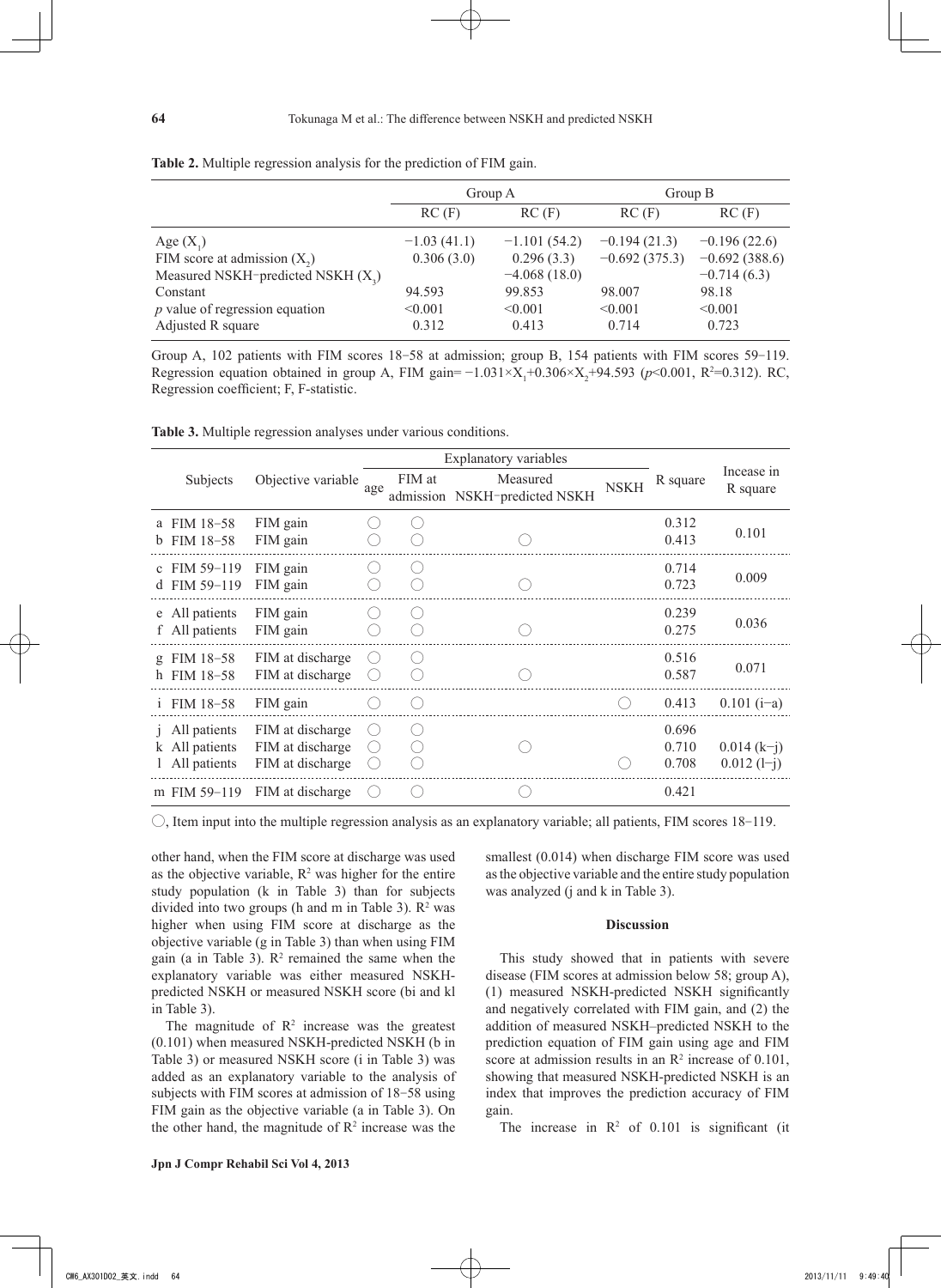**Table 2.** Multiple regression analysis for the prediction of FIM gain.

| | Group A | | Group B | |
|---|---|---|---|---|
| | RC (F) | RC (F) | RC (F) | RC (F) |
| Age ($X_1$) | −1.03 (41.1) | −1.101 (54.2) | −0.194 (21.3) | −0.196 (22.6) |
| FIM score at admission ($X_2$) | 0.306 (3.0) | 0.296 (3.3) | −0.692 (375.3) | −0.692 (388.6) |
| Measured NSKH−predicted NSKH ($X_3$) | | −4.068 (18.0) | | −0.714 (6.3) |
| Constant | 94.593 | 99.853 | 98.007 | 98.18 |
| *p* value of regression equation | <0.001 | <0.001 | <0.001 | <0.001 |
| Adjusted R square | 0.312 | 0.413 | 0.714 | 0.723 |

Group A, 102 patients with FIM scores 18−58 at admission; group B, 154 patients with FIM scores 59−119. Regression equation obtained in group A, FIM gain= $-1.031\times X_1+0.306\times X_2+94.593$ ($p<0.001$, $R^2=0.312$). RC, Regression coefficient; F, F-statistic.

**Table 3.** Multiple regression analyses under various conditions.

| Subjects | Objective variable | Explanatory variables: age | FIM at admission | Measured NSKH−predicted NSKH | NSKH | R square | Incease in R square |
|---|---|---|---|---|---|---|---|
| a FIM 18−58 | FIM gain | ○ | ○ | | | 0.312 | 0.101 |
| b FIM 18−58 | FIM gain | ○ | ○ | ○ | | 0.413 | |
| c FIM 59−119 | FIM gain | ○ | ○ | | | 0.714 | 0.009 |
| d FIM 59−119 | FIM gain | ○ | ○ | ○ | | 0.723 | |
| e All patients | FIM gain | ○ | ○ | | | 0.239 | 0.036 |
| f All patients | FIM gain | ○ | ○ | ○ | | 0.275 | |
| g FIM 18−58 | FIM at discharge | ○ | ○ | | | 0.516 | 0.071 |
| h FIM 18−58 | FIM at discharge | ○ | ○ | ○ | | 0.587 | |
| i FIM 18−58 | FIM gain | ○ | ○ | | ○ | 0.413 | 0.101 (i−a) |
| j All patients | FIM at discharge | ○ | ○ | | | 0.696 | |
| k All patients | FIM at discharge | ○ | ○ | ○ | | 0.710 | 0.014 (k−j) |
| l All patients | FIM at discharge | ○ | ○ | | ○ | 0.708 | 0.012 (l−j) |
| m FIM 59−119 | FIM at discharge | ○ | ○ | ○ | | 0.421 | |

○, Item input into the multiple regression analysis as an explanatory variable; all patients, FIM scores 18−119.

other hand, when the FIM score at discharge was used as the objective variable, $R^2$ was higher for the entire study population (k in Table 3) than for subjects divided into two groups (h and m in Table 3). $R^2$ was higher when using FIM score at discharge as the objective variable (g in Table 3) than when using FIM gain (a in Table 3). $R^2$ remained the same when the explanatory variable was either measured NSKH-predicted NSKH or measured NSKH score (bi and kl in Table 3).

The magnitude of $R^2$ increase was the greatest (0.101) when measured NSKH-predicted NSKH (b in Table 3) or measured NSKH score (i in Table 3) was added as an explanatory variable to the analysis of subjects with FIM scores at admission of 18−58 using FIM gain as the objective variable (a in Table 3). On the other hand, the magnitude of $R^2$ increase was the smallest (0.014) when discharge FIM score was used as the objective variable and the entire study population was analyzed (j and k in Table 3).

## Discussion

This study showed that in patients with severe disease (FIM scores at admission below 58; group A), (1) measured NSKH-predicted NSKH significantly and negatively correlated with FIM gain, and (2) the addition of measured NSKH–predicted NSKH to the prediction equation of FIM gain using age and FIM score at admission results in an $R^2$ increase of 0.101, showing that measured NSKH-predicted NSKH is an index that improves the prediction accuracy of FIM gain.

The increase in $R^2$ of 0.101 is significant (it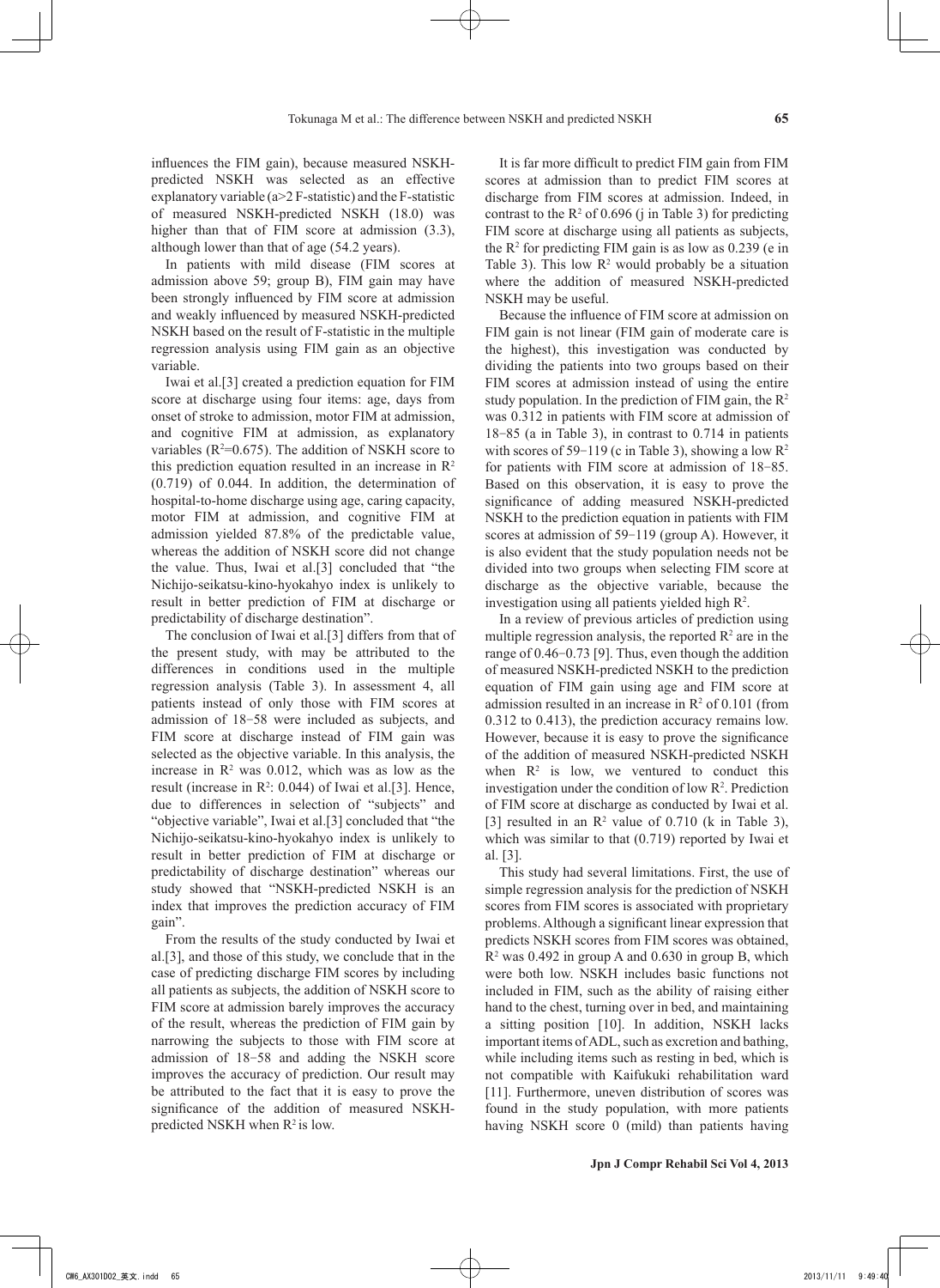influences the FIM gain), because measured NSKH-predicted NSKH was selected as an effective explanatory variable (a>2 F-statistic) and the F-statistic of measured NSKH-predicted NSKH (18.0) was higher than that of FIM score at admission (3.3), although lower than that of age (54.2 years).

In patients with mild disease (FIM scores at admission above 59; group B), FIM gain may have been strongly influenced by FIM score at admission and weakly influenced by measured NSKH-predicted NSKH based on the result of F-statistic in the multiple regression analysis using FIM gain as an objective variable.

Iwai et al.[3] created a prediction equation for FIM score at discharge using four items: age, days from onset of stroke to admission, motor FIM at admission, and cognitive FIM at admission, as explanatory variables ($R^2$=0.675). The addition of NSKH score to this prediction equation resulted in an increase in $R^2$ (0.719) of 0.044. In addition, the determination of hospital-to-home discharge using age, caring capacity, motor FIM at admission, and cognitive FIM at admission yielded 87.8% of the predictable value, whereas the addition of NSKH score did not change the value. Thus, Iwai et al.[3] concluded that "the Nichijo-seikatsu-kino-hyokahyo index is unlikely to result in better prediction of FIM at discharge or predictability of discharge destination".

The conclusion of Iwai et al.[3] differs from that of the present study, with may be attributed to the differences in conditions used in the multiple regression analysis (Table 3). In assessment 4, all patients instead of only those with FIM scores at admission of 18−58 were included as subjects, and FIM score at discharge instead of FIM gain was selected as the objective variable. In this analysis, the increase in $R^2$ was 0.012, which was as low as the result (increase in $R^2$: 0.044) of Iwai et al.[3]. Hence, due to differences in selection of "subjects" and "objective variable", Iwai et al.[3] concluded that "the Nichijo-seikatsu-kino-hyokahyo index is unlikely to result in better prediction of FIM at discharge or predictability of discharge destination" whereas our study showed that "NSKH-predicted NSKH is an index that improves the prediction accuracy of FIM gain".

From the results of the study conducted by Iwai et al.[3], and those of this study, we conclude that in the case of predicting discharge FIM scores by including all patients as subjects, the addition of NSKH score to FIM score at admission barely improves the accuracy of the result, whereas the prediction of FIM gain by narrowing the subjects to those with FIM score at admission of 18−58 and adding the NSKH score improves the accuracy of prediction. Our result may be attributed to the fact that it is easy to prove the significance of the addition of measured NSKH-predicted NSKH when $R^2$ is low.

It is far more difficult to predict FIM gain from FIM scores at admission than to predict FIM scores at discharge from FIM scores at admission. Indeed, in contrast to the $R^2$ of 0.696 (j in Table 3) for predicting FIM score at discharge using all patients as subjects, the $R^2$ for predicting FIM gain is as low as 0.239 (e in Table 3). This low $R^2$ would probably be a situation where the addition of measured NSKH-predicted NSKH may be useful.

Because the influence of FIM score at admission on FIM gain is not linear (FIM gain of moderate care is the highest), this investigation was conducted by dividing the patients into two groups based on their FIM scores at admission instead of using the entire study population. In the prediction of FIM gain, the $R^2$ was 0.312 in patients with FIM score at admission of 18−85 (a in Table 3), in contrast to 0.714 in patients with scores of 59−119 (c in Table 3), showing a low $R^2$ for patients with FIM score at admission of 18−85. Based on this observation, it is easy to prove the significance of adding measured NSKH-predicted NSKH to the prediction equation in patients with FIM scores at admission of 59−119 (group A). However, it is also evident that the study population needs not be divided into two groups when selecting FIM score at discharge as the objective variable, because the investigation using all patients yielded high $R^2$.

In a review of previous articles of prediction using multiple regression analysis, the reported $R^2$ are in the range of 0.46−0.73 [9]. Thus, even though the addition of measured NSKH-predicted NSKH to the prediction equation of FIM gain using age and FIM score at admission resulted in an increase in $R^2$ of 0.101 (from 0.312 to 0.413), the prediction accuracy remains low. However, because it is easy to prove the significance of the addition of measured NSKH-predicted NSKH when $R^2$ is low, we ventured to conduct this investigation under the condition of low $R^2$. Prediction of FIM score at discharge as conducted by Iwai et al. [3] resulted in an $R^2$ value of 0.710 (k in Table 3), which was similar to that (0.719) reported by Iwai et al. [3].

This study had several limitations. First, the use of simple regression analysis for the prediction of NSKH scores from FIM scores is associated with proprietary problems. Although a significant linear expression that predicts NSKH scores from FIM scores was obtained, $R^2$ was 0.492 in group A and 0.630 in group B, which were both low. NSKH includes basic functions not included in FIM, such as the ability of raising either hand to the chest, turning over in bed, and maintaining a sitting position [10]. In addition, NSKH lacks important items of ADL, such as excretion and bathing, while including items such as resting in bed, which is not compatible with Kaifukuki rehabilitation ward [11]. Furthermore, uneven distribution of scores was found in the study population, with more patients having NSKH score 0 (mild) than patients having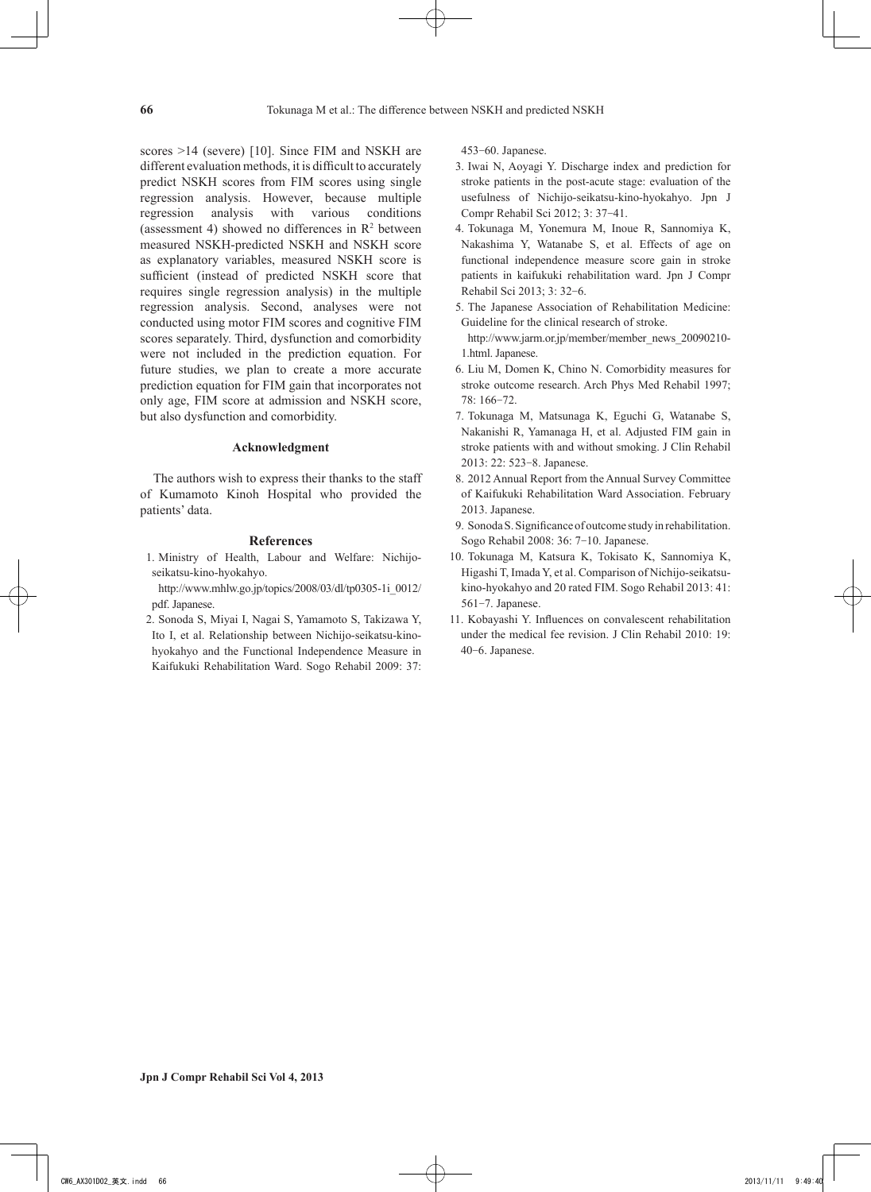scores >14 (severe) [10]. Since FIM and NSKH are different evaluation methods, it is difficult to accurately predict NSKH scores from FIM scores using single regression analysis. However, because multiple regression analysis with various conditions (assessment 4) showed no differences in $R^2$ between measured NSKH-predicted NSKH and NSKH score as explanatory variables, measured NSKH score is sufficient (instead of predicted NSKH score that requires single regression analysis) in the multiple regression analysis. Second, analyses were not conducted using motor FIM scores and cognitive FIM scores separately. Third, dysfunction and comorbidity were not included in the prediction equation. For future studies, we plan to create a more accurate prediction equation for FIM gain that incorporates not only age, FIM score at admission and NSKH score, but also dysfunction and comorbidity.

## Acknowledgment

The authors wish to express their thanks to the staff of Kumamoto Kinoh Hospital who provided the patients' data.

## References

1. Ministry of Health, Labour and Welfare: Nichijo-seikatsu-kino-hyokahyo. http://www.mhlw.go.jp/topics/2008/03/dl/tp0305-1i_0012/pdf. Japanese.
2. Sonoda S, Miyai I, Nagai S, Yamamoto S, Takizawa Y, Ito I, et al. Relationship between Nichijo-seikatsu-kino-hyokahyo and the Functional Independence Measure in Kaifukuki Rehabilitation Ward. Sogo Rehabil 2009: 37: 453−60. Japanese.
3. Iwai N, Aoyagi Y. Discharge index and prediction for stroke patients in the post-acute stage: evaluation of the usefulness of Nichijo-seikatsu-kino-hyokahyo. Jpn J Compr Rehabil Sci 2012; 3: 37−41.
4. Tokunaga M, Yonemura M, Inoue R, Sannomiya K, Nakashima Y, Watanabe S, et al. Effects of age on functional independence measure score gain in stroke patients in kaifukuki rehabilitation ward. Jpn J Compr Rehabil Sci 2013; 3: 32−6.
5. The Japanese Association of Rehabilitation Medicine: Guideline for the clinical research of stroke. http://www.jarm.or.jp/member/member_news_20090210-1.html. Japanese.
6. Liu M, Domen K, Chino N. Comorbidity measures for stroke outcome research. Arch Phys Med Rehabil 1997; 78: 166−72.
7. Tokunaga M, Matsunaga K, Eguchi G, Watanabe S, Nakanishi R, Yamanaga H, et al. Adjusted FIM gain in stroke patients with and without smoking. J Clin Rehabil 2013: 22: 523−8. Japanese.
8. 2012 Annual Report from the Annual Survey Committee of Kaifukuki Rehabilitation Ward Association. February 2013. Japanese.
9. Sonoda S. Significance of outcome study in rehabilitation. Sogo Rehabil 2008: 36: 7−10. Japanese.
10. Tokunaga M, Katsura K, Tokisato K, Sannomiya K, Higashi T, Imada Y, et al. Comparison of Nichijo-seikatsu-kino-hyokahyo and 20 rated FIM. Sogo Rehabil 2013: 41: 561−7. Japanese.
11. Kobayashi Y. Influences on convalescent rehabilitation under the medical fee revision. J Clin Rehabil 2010: 19: 40−6. Japanese.